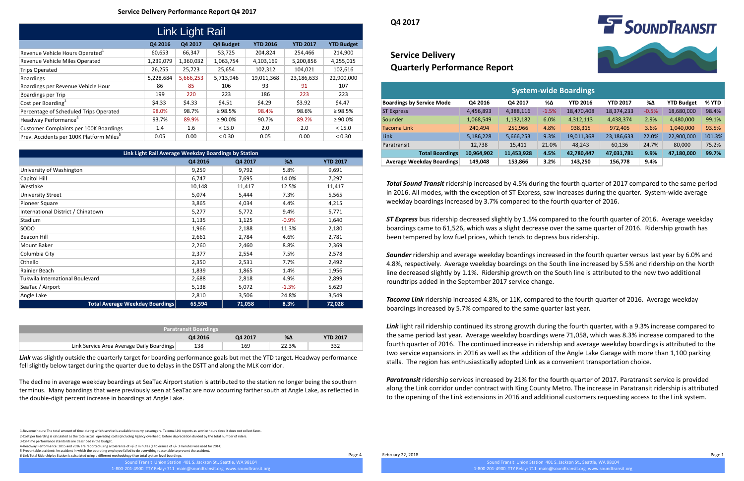# Service Delivery Performance Report Q4 2017

## Link Light Rail

| | Q4 2016 | Q4 2017 | Q4 Budget | YTD 2016 | YTD 2017 | YTD Budget |
|---|---|---|---|---|---|---|
| Revenue Vehicle Hours Operated[1] | 60,653 | 66,347 | 53,725 | 204,824 | 254,466 | 214,900 |
| Revenue Vehicle Miles Operated | 1,239,079 | 1,360,032 | 1,063,754 | 4,103,169 | 5,200,856 | 4,255,015 |
| Trips Operated | 26,255 | 25,723 | 25,654 | 102,312 | 104,021 | 102,616 |
| Boardings | 5,228,684 | 5,666,253 | 5,713,946 | 19,011,368 | 23,186,633 | 22,900,000 |
| Boardings per Revenue Vehicle Hour | 86 | 85 | 106 | 93 | 91 | 107 |
| Boardings per Trip | 199 | 220 | 223 | 186 | 223 | 223 |
| Cost per Boarding[2] | $4.33 | $4.33 | $4.51 | $4.29 | $3.92 | $4.47 |
| Percentage of Scheduled Trips Operated | 98.0% | 98.7% | ≥ 98.5% | 98.4% | 98.6% | ≥ 98.5% |
| Headway Performance[4] | 93.7% | 89.9% | ≥ 90.0% | 90.7% | 89.2% | ≥ 90.0% |
| Customer Complaints per 100K Boardings | 1.4 | 1.6 | < 15.0 | 2.0 | 2.0 | < 15.0 |
| Prev. Accidents per 100K Platform Miles[5] | 0.05 | 0.00 | < 0.30 | 0.05 | 0.00 | < 0.30 |

### Link Light Rail Average Weekday Boardings by Station

| | Q4 2016 | Q4 2017 | %Δ | YTD 2017 |
|---|---|---|---|---|
| University of Washington | 9,259 | 9,792 | 5.8% | 9,691 |
| Capitol Hill | 6,747 | 7,695 | 14.0% | 7,297 |
| Westlake | 10,148 | 11,417 | 12.5% | 11,417 |
| University Street | 5,074 | 5,444 | 7.3% | 5,565 |
| Pioneer Square | 3,865 | 4,034 | 4.4% | 4,215 |
| International District / Chinatown | 5,277 | 5,772 | 9.4% | 5,771 |
| Stadium | 1,135 | 1,125 | -0.9% | 1,640 |
| SODO | 1,966 | 2,188 | 11.3% | 2,180 |
| Beacon Hill | 2,661 | 2,784 | 4.6% | 2,781 |
| Mount Baker | 2,260 | 2,460 | 8.8% | 2,369 |
| Columbia City | 2,377 | 2,554 | 7.5% | 2,578 |
| Othello | 2,350 | 2,531 | 7.7% | 2,492 |
| Rainier Beach | 1,839 | 1,865 | 1.4% | 1,956 |
| Tukwila International Boulevard | 2,688 | 2,818 | 4.9% | 2,899 |
| SeaTac / Airport | 5,138 | 5,072 | -1.3% | 5,629 |
| Angle Lake | 2,810 | 3,506 | 24.8% | 3,549 |
| **Total Average Weekday Boardings** | **65,594** | **71,058** | **8.3%** | **72,028** |

### Paratransit Boardings

| | Q4 2016 | Q4 2017 | %Δ | YTD 2017 |
|---|---|---|---|---|
| Link Service Area Average Daily Boardings | 138 | 169 | 22.3% | 332 |

***Link*** was slightly outside the quarterly target for boarding performance goals but met the YTD target. Headway performance fell slightly below target during the quarter due to delays in the DSTT and along the MLK corridor.

The decline in average weekday boardings at SeaTac Airport station is attributed to the station no longer being the southern terminus. Many boardings that were previously seen at SeaTac are now occurring farther south at Angle Lake, as reflected in the double-digit percent increase in boardings at Angle Lake.

1-Revenue hours: The total amount of time during which service is available to carry passengers. Tacoma Link reports as service hours since it does not collect fares.
2-Cost per boarding is calculated as the total actual operating costs (including Agency overhead) before depreciation divided by the total number of riders.
3-On-time performance standards are described in the budget.
4-Headway Performance: 2015 and 2016 are reported using a tolerance of +/- 2 minutes (a tolerance of +/- 3 minutes was used for 2014).
5-Preventable accident: An accident in which the operating employee failed to do everything reasonable to prevent the accident.
6-Link Total Ridership by Station is calculated using a different methodology than total system level boardings.

Sound Transit Union Station 401 S. Jackson St., Seattle, WA 98104
1-800-201-4900 TTY Relay: 711 main@soundtransit.org www.soundtransit.org

Q4 2017

SOUNDTRANSIT

# Service Delivery Quarterly Performance Report

## System-wide Boardings

| Boardings by Service Mode | Q4 2016 | Q4 2017 | %Δ | YTD 2016 | YTD 2017 | %Δ | YTD Budget | % YTD |
|---|---|---|---|---|---|---|---|---|
| ST Express | 4,456,893 | 4,388,116 | -1.5% | 18,470,408 | 18,374,233 | -0.5% | 18,680,000 | 98.4% |
| Sounder | 1,068,549 | 1,132,182 | 6.0% | 4,312,113 | 4,438,374 | 2.9% | 4,480,000 | 99.1% |
| Tacoma Link | 240,494 | 251,966 | 4.8% | 938,315 | 972,405 | 3.6% | 1,040,000 | 93.5% |
| Link | 5,186,228 | 5,666,253 | 9.3% | 19,011,368 | 23,186,633 | 22.0% | 22,900,000 | 101.3% |
| Paratransit | 12,738 | 15,411 | 21.0% | 48,243 | 60,136 | 24.7% | 80,000 | 75.2% |
| **Total Boardings** | **10,964,902** | **11,453,928** | **4.5%** | **42,780,447** | **47,031,781** | **9.9%** | **47,180,000** | **99.7%** |
| **Average Weekday Boardings** | **149,048** | **153,866** | **3.2%** | **143,250** | **156,778** | **9.4%** | | |

***Total Sound Transit*** ridership increased by 4.5% during the fourth quarter of 2017 compared to the same period in 2016. All modes, with the exception of ST Express, saw increases during the quarter. System-wide average weekday boardings increased by 3.7% compared to the fourth quarter of 2016.

***ST Express*** bus ridership decreased slightly by 1.5% compared to the fourth quarter of 2016. Average weekday boardings came to 61,526, which was a slight decrease over the same quarter of 2016. Ridership growth has been tempered by low fuel prices, which tends to depress bus ridership.

***Sounder*** ridership and average weekday boardings increased in the fourth quarter versus last year by 6.0% and 4.8%, respectively. Average weekday boardings on the South line increased by 5.5% and ridership on the North line decreased slightly by 1.1%. Ridership growth on the South line is attributed to the new two additional roundtrips added in the September 2017 service change.

***Tacoma Link*** ridership increased 4.8%, or 11K, compared to the fourth quarter of 2016. Average weekday boardings increased by 5.7% compared to the same quarter last year.

***Link*** light rail ridership continued its strong growth during the fourth quarter, with a 9.3% increase compared to the same period last year. Average weekday boardings were 71,058, which was 8.3% increase compared to the fourth quarter of 2016. The continued increase in ridership and average weekday boardings is attributed to the two service expansions in 2016 as well as the addition of the Angle Lake Garage with more than 1,100 parking stalls. The region has enthusiastically adopted Link as a convenient transportation choice.

***Paratransit*** ridership services increased by 21% for the fourth quarter of 2017. Paratransit service is provided along the Link corridor under contract with King County Metro. The increase in Paratransit ridership is attributed to the opening of the Link extensions in 2016 and additional customers requesting access to the Link system.

February 22, 2018

Sound Transit Union Station 401 S. Jackson St., Seattle, WA 98104
1-800-201-4900 TTY Relay: 711 main@soundtransit.org www.soundtransit.org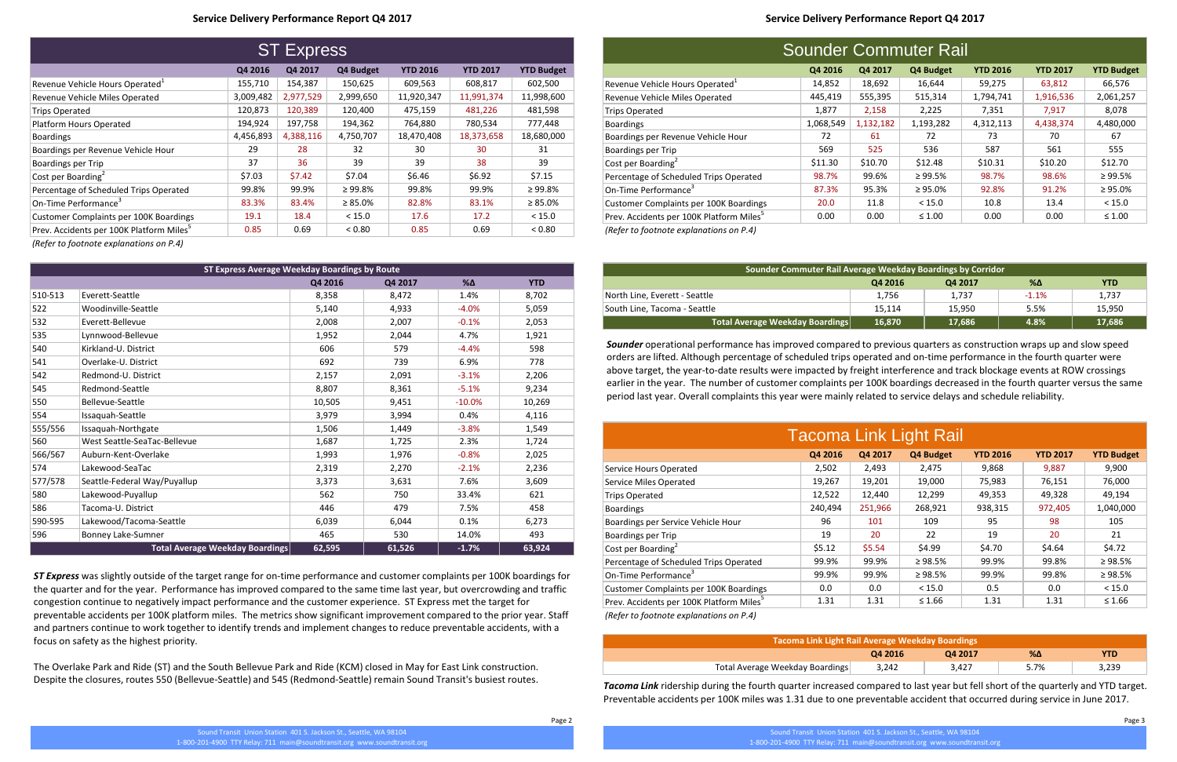# Service Delivery Performance Report Q4 2017

## ST Express

| | Q4 2016 | Q4 2017 | Q4 Budget | YTD 2016 | YTD 2017 | YTD Budget |
|---|---|---|---|---|---|---|
| Revenue Vehicle Hours Operated[1] | 155,710 | 154,387 | 150,625 | 609,563 | 608,817 | 602,500 |
| Revenue Vehicle Miles Operated | 3,009,482 | 2,977,529 | 2,999,650 | 11,920,347 | 11,991,374 | 11,998,600 |
| Trips Operated | 120,873 | 120,389 | 120,400 | 475,159 | 481,226 | 481,598 |
| Platform Hours Operated | 194,924 | 197,758 | 194,362 | 764,880 | 780,534 | 777,448 |
| Boardings | 4,456,893 | 4,388,116 | 4,750,707 | 18,470,408 | 18,373,658 | 18,680,000 |
| Boardings per Revenue Vehicle Hour | 29 | 28 | 32 | 30 | 30 | 31 |
| Boardings per Trip | 37 | 36 | 39 | 39 | 38 | 39 |
| Cost per Boarding[2] | $7.03 | $7.42 | $7.04 | $6.46 | $6.92 | $7.15 |
| Percentage of Scheduled Trips Operated | 99.8% | 99.9% | ≥ 99.8% | 99.8% | 99.9% | ≥ 99.8% |
| On-Time Performance[3] | 83.3% | 83.4% | ≥ 85.0% | 82.8% | 83.1% | ≥ 85.0% |
| Customer Complaints per 100K Boardings | 19.1 | 18.4 | < 15.0 | 17.6 | 17.2 | < 15.0 |
| Prev. Accidents per 100K Platform Miles[5] | 0.85 | 0.69 | < 0.80 | 0.85 | 0.69 | < 0.80 |

*(Refer to footnote explanations on P.4)*

### ST Express Average Weekday Boardings by Route

| | | Q4 2016 | Q4 2017 | %Δ | YTD |
|---|---|---|---|---|---|
| 510-513 | Everett-Seattle | 8,358 | 8,472 | 1.4% | 8,702 |
| 522 | Woodinville-Seattle | 5,140 | 4,933 | -4.0% | 5,059 |
| 532 | Everett-Bellevue | 2,008 | 2,007 | -0.1% | 2,053 |
| 535 | Lynnwood-Bellevue | 1,952 | 2,044 | 4.7% | 1,921 |
| 540 | Kirkland-U. District | 606 | 579 | -4.4% | 598 |
| 541 | Overlake-U. District | 692 | 739 | 6.9% | 778 |
| 542 | Redmond-U. District | 2,157 | 2,091 | -3.1% | 2,206 |
| 545 | Redmond-Seattle | 8,807 | 8,361 | -5.1% | 9,234 |
| 550 | Bellevue-Seattle | 10,505 | 9,451 | -10.0% | 10,269 |
| 554 | Issaquah-Seattle | 3,979 | 3,994 | 0.4% | 4,116 |
| 555/556 | Issaquah-Northgate | 1,506 | 1,449 | -3.8% | 1,549 |
| 560 | West Seattle-SeaTac-Bellevue | 1,687 | 1,725 | 2.3% | 1,724 |
| 566/567 | Auburn-Kent-Overlake | 1,993 | 1,976 | -0.8% | 2,025 |
| 574 | Lakewood-SeaTac | 2,319 | 2,270 | -2.1% | 2,236 |
| 577/578 | Seattle-Federal Way/Puyallup | 3,373 | 3,631 | 7.6% | 3,609 |
| 580 | Lakewood-Puyallup | 562 | 750 | 33.4% | 621 |
| 586 | Tacoma-U. District | 446 | 479 | 7.5% | 458 |
| 590-595 | Lakewood/Tacoma-Seattle | 6,039 | 6,044 | 0.1% | 6,273 |
| 596 | Bonney Lake-Sumner | 465 | 530 | 14.0% | 493 |
| | **Total Average Weekday Boardings** | **62,595** | **61,526** | **-1.7%** | **63,924** |

***ST Express*** was slightly outside of the target range for on-time performance and customer complaints per 100K boardings for the quarter and for the year. Performance has improved compared to the same time last year, but overcrowding and traffic congestion continue to negatively impact performance and the customer experience. ST Express met the target for preventable accidents per 100K platform miles. The metrics show significant improvement compared to the prior year. Staff and partners continue to work together to identify trends and implement changes to reduce preventable accidents, with a focus on safety as the highest priority.

The Overlake Park and Ride (ST) and the South Bellevue Park and Ride (KCM) closed in May for East Link construction. Despite the closures, routes 550 (Bellevue-Seattle) and 545 (Redmond-Seattle) remain Sound Transit's busiest routes.

## Sounder Commuter Rail

| | Q4 2016 | Q4 2017 | Q4 Budget | YTD 2016 | YTD 2017 | YTD Budget |
|---|---|---|---|---|---|---|
| Revenue Vehicle Hours Operated[1] | 14,852 | 18,692 | 16,644 | 59,275 | 63,812 | 66,576 |
| Revenue Vehicle Miles Operated | 445,419 | 555,395 | 515,314 | 1,794,741 | 1,916,536 | 2,061,257 |
| Trips Operated | 1,877 | 2,158 | 2,225 | 7,351 | 7,917 | 8,078 |
| Boardings | 1,068,549 | 1,132,182 | 1,193,282 | 4,312,113 | 4,438,374 | 4,480,000 |
| Boardings per Revenue Vehicle Hour | 72 | 61 | 72 | 73 | 70 | 67 |
| Boardings per Trip | 569 | 525 | 536 | 587 | 561 | 555 |
| Cost per Boarding[2] | $11.30 | $10.70 | $12.48 | $10.31 | $10.20 | $12.70 |
| Percentage of Scheduled Trips Operated | 98.7% | 99.6% | ≥ 99.5% | 98.7% | 98.6% | ≥ 99.5% |
| On-Time Performance[3] | 87.3% | 95.3% | ≥ 95.0% | 92.8% | 91.2% | ≥ 95.0% |
| Customer Complaints per 100K Boardings | 20.0 | 11.8 | < 15.0 | 10.8 | 13.4 | < 15.0 |
| Prev. Accidents per 100K Platform Miles[5] | 0.00 | 0.00 | ≤ 1.00 | 0.00 | 0.00 | ≤ 1.00 |

*(Refer to footnote explanations on P.4)*

### Sounder Commuter Rail Average Weekday Boardings by Corridor

| | Q4 2016 | Q4 2017 | %Δ | YTD |
|---|---|---|---|---|
| North Line, Everett - Seattle | 1,756 | 1,737 | -1.1% | 1,737 |
| South Line, Tacoma - Seattle | 15,114 | 15,950 | 5.5% | 15,950 |
| **Total Average Weekday Boardings** | **16,870** | **17,686** | **4.8%** | **17,686** |

***Sounder*** operational performance has improved compared to previous quarters as construction wraps up and slow speed orders are lifted. Although percentage of scheduled trips operated and on-time performance in the fourth quarter were above target, the year-to-date results were impacted by freight interference and track blockage events at ROW crossings earlier in the year. The number of customer complaints per 100K boardings decreased in the fourth quarter versus the same period last year. Overall complaints this year were mainly related to service delays and schedule reliability.

## Tacoma Link Light Rail

| | Q4 2016 | Q4 2017 | Q4 Budget | YTD 2016 | YTD 2017 | YTD Budget |
|---|---|---|---|---|---|---|
| Service Hours Operated | 2,502 | 2,493 | 2,475 | 9,868 | 9,887 | 9,900 |
| Service Miles Operated | 19,267 | 19,201 | 19,000 | 75,983 | 76,151 | 76,000 |
| Trips Operated | 12,522 | 12,440 | 12,299 | 49,353 | 49,328 | 49,194 |
| Boardings | 240,494 | 251,966 | 268,921 | 938,315 | 972,405 | 1,040,000 |
| Boardings per Service Vehicle Hour | 96 | 101 | 109 | 95 | 98 | 105 |
| Boardings per Trip | 19 | 20 | 22 | 19 | 20 | 21 |
| Cost per Boarding[2] | $5.12 | $5.54 | $4.99 | $4.70 | $4.64 | $4.72 |
| Percentage of Scheduled Trips Operated | 99.9% | 99.9% | ≥ 98.5% | 99.9% | 99.8% | ≥ 98.5% |
| On-Time Performance[3] | 99.9% | 99.9% | ≥ 98.5% | 99.9% | 99.8% | ≥ 98.5% |
| Customer Complaints per 100K Boardings | 0.0 | 0.0 | < 15.0 | 0.5 | 0.0 | < 15.0 |
| Prev. Accidents per 100K Platform Miles[5] | 1.31 | 1.31 | ≤ 1.66 | 1.31 | 1.31 | ≤ 1.66 |

*(Refer to footnote explanations on P.4)*

### Tacoma Link Light Rail Average Weekday Boardings

| | Q4 2016 | Q4 2017 | %Δ | YTD |
|---|---|---|---|---|
| Total Average Weekday Boardings | 3,242 | 3,427 | 5.7% | 3,239 |

***Tacoma Link*** ridership during the fourth quarter increased compared to last year but fell short of the quarterly and YTD target. Preventable accidents per 100K miles was 1.31 due to one preventable accident that occurred during service in June 2017.